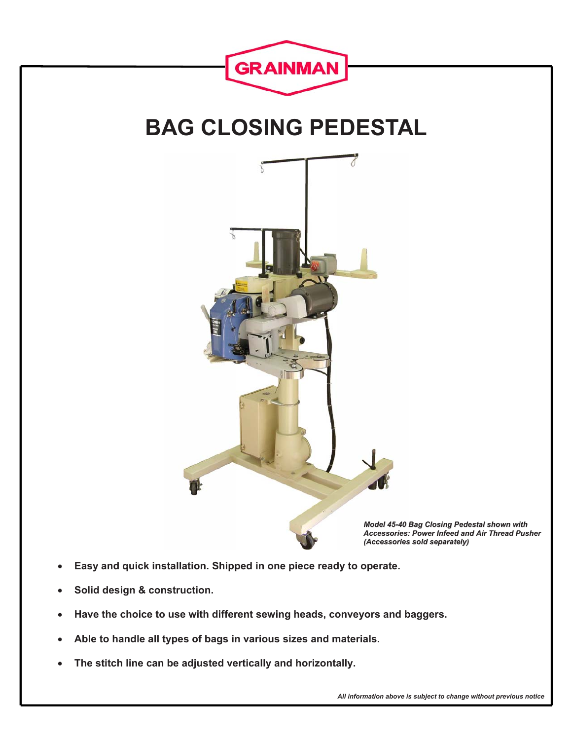GRAINMAN

# BAG CLOSING PEDESTAL

***Model 45-40 Bag Closing Pedestal shown with Accessories: Power Infeed and Air Thread Pusher (Accessories sold separately)***

- **Easy and quick installation. Shipped in one piece ready to operate.**
- **Solid design & construction.**
- **Have the choice to use with different sewing heads, conveyors and baggers.**
- **Able to handle all types of bags in various sizes and materials.**
- **The stitch line can be adjusted vertically and horizontally.**

***All information above is subject to change without previous notice***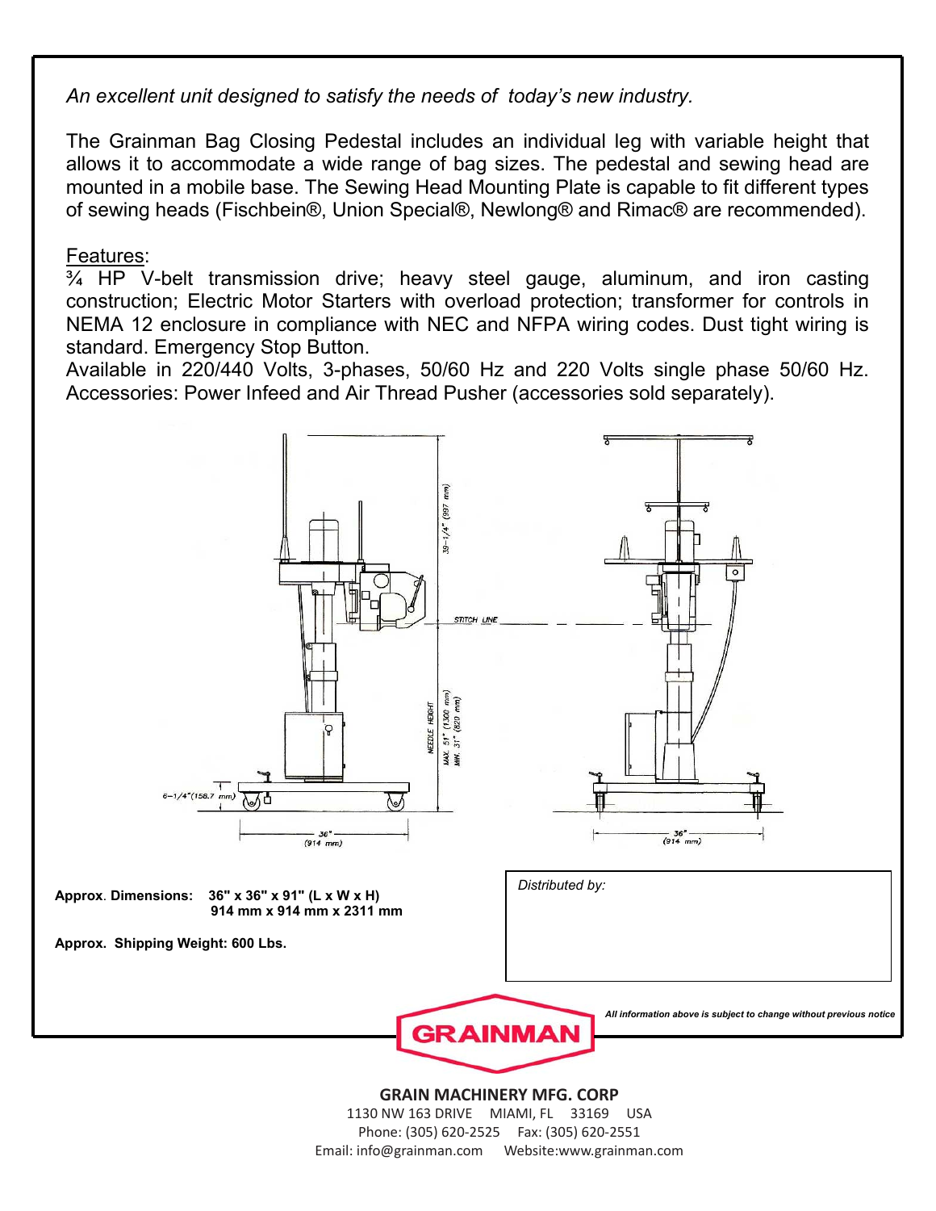*An excellent unit designed to satisfy the needs of today's new industry.*

The Grainman Bag Closing Pedestal includes an individual leg with variable height that allows it to accommodate a wide range of bag sizes. The pedestal and sewing head are mounted in a mobile base. The Sewing Head Mounting Plate is capable to fit different types of sewing heads (Fischbein®, Union Special®, Newlong® and Rimac® are recommended).

Features:
¾ HP V-belt transmission drive; heavy steel gauge, aluminum, and iron casting construction; Electric Motor Starters with overload protection; transformer for controls in NEMA 12 enclosure in compliance with NEC and NFPA wiring codes. Dust tight wiring is standard. Emergency Stop Button.
Available in 220/440 Volts, 3-phases, 50/60 Hz and 220 Volts single phase 50/60 Hz. Accessories: Power Infeed and Air Thread Pusher (accessories sold separately).

39-1/4" (997 mm)

STITCH LINE

NEEDLE HEIGHT MAX. 51" (1300 mm) MIN. 31" (820 mm)

6-1/4" (158.7 mm)

36" (914 mm)

36" (914 mm)

**Approx. Dimensions: 36" x 36" x 91" (L x W x H)**
**914 mm x 914 mm x 2311 mm**

**Approx. Shipping Weight: 600 Lbs.**

*Distributed by:*

***All information above is subject to change without previous notice***

GRAINMAN

**GRAIN MACHINERY MFG. CORP**
1130 NW 163 DRIVE MIAMI, FL 33169 USA
Phone: (305) 620-2525 Fax: (305) 620-2551
Email: info@grainman.com Website:www.grainman.com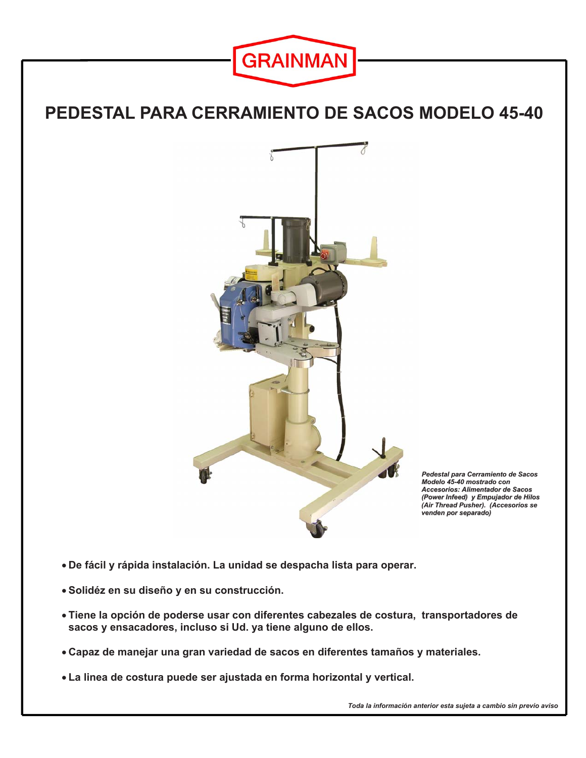GRAINMAN

# PEDESTAL PARA CERRAMIENTO DE SACOS MODELO 45-40

*Pedestal para Cerramiento de Sacos Modelo 45-40 mostrado con Accesorios: Alimentador de Sacos (Power Infeed) y Empujador de Hilos (Air Thread Pusher). (Accesorios se venden por separado)*

- **De fácil y rápida instalación. La unidad se despacha lista para operar.**
- **Solidéz en su diseño y en su construcción.**
- **Tiene la opción de poderse usar con diferentes cabezales de costura, transportadores de sacos y ensacadores, incluso si Ud. ya tiene alguno de ellos.**
- **Capaz de manejar una gran variedad de sacos en diferentes tamaños y materiales.**
- **La linea de costura puede ser ajustada en forma horizontal y vertical.**

*Toda la información anterior esta sujeta a cambio sin previo aviso*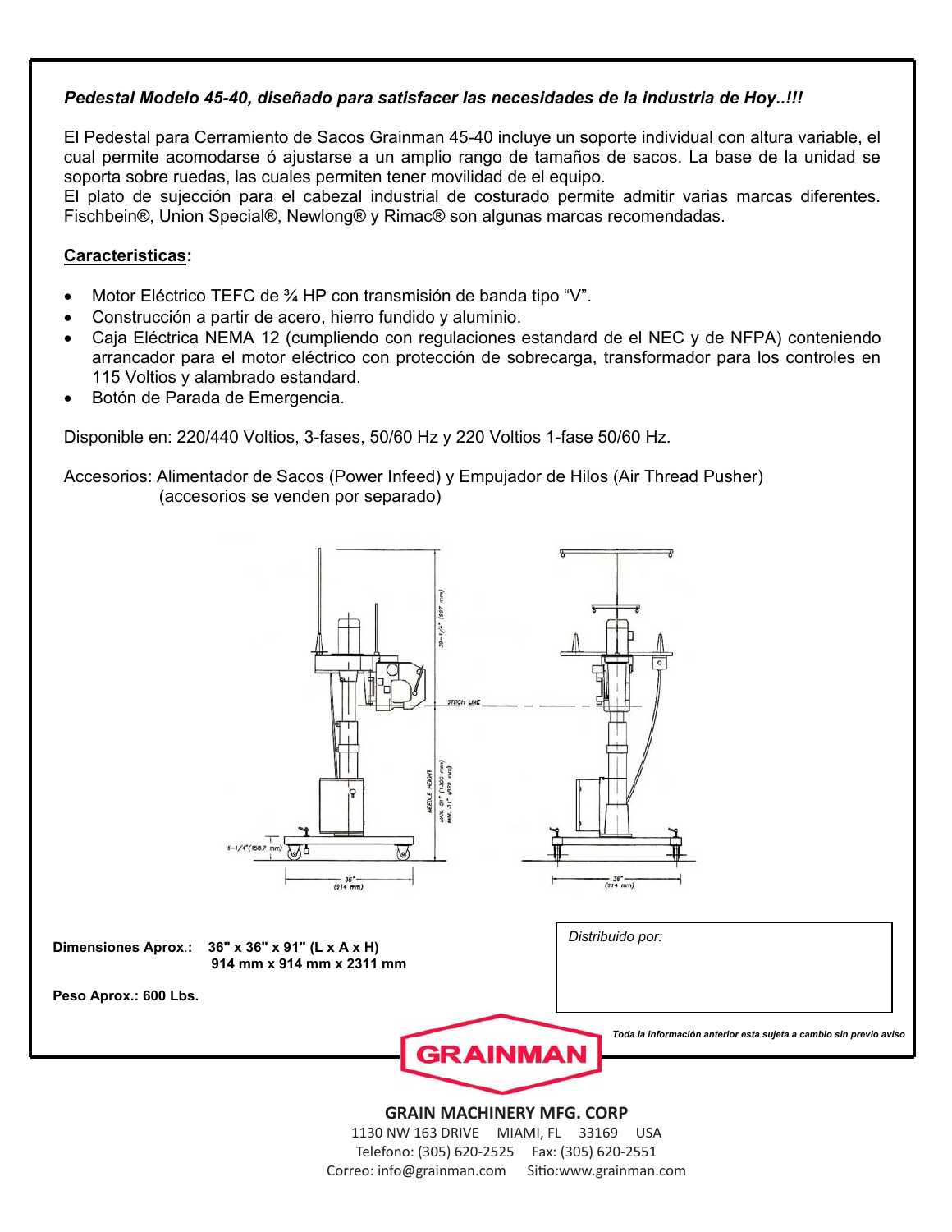*Pedestal Modelo 45-40, diseñado para satisfacer las necesidades de la industria de Hoy..!!!*

El Pedestal para Cerramiento de Sacos Grainman 45-40 incluye un soporte individual con altura variable, el cual permite acomodarse ó ajustarse a un amplio rango de tamaños de sacos. La base de la unidad se soporta sobre ruedas, las cuales permiten tener movilidad de el equipo.
El plato de sujección para el cabezal industrial de costurado permite admitir varias marcas diferentes. Fischbein®, Union Special®, Newlong® y Rimac® son algunas marcas recomendadas.

**Caracteristicas:**

- Motor Eléctrico TEFC de ¾ HP con transmisión de banda tipo “V”.
- Construcción a partir de acero, hierro fundido y aluminio.
- Caja Eléctrica NEMA 12 (cumpliendo con regulaciones estandard de el NEC y de NFPA) conteniendo arrancador para el motor eléctrico con protección de sobrecarga, transformador para los controles en 115 Voltios y alambrado estandard.
- Botón de Parada de Emergencia.

Disponible en: 220/440 Voltios, 3-fases, 50/60 Hz y 220 Voltios 1-fase 50/60 Hz.

Accesorios: Alimentador de Sacos (Power Infeed) y Empujador de Hilos (Air Thread Pusher)
(accesorios se venden por separado)

39-1/4" (997 mm)
STITCH LINE
NEEDLE HEIGHT
MAX. 51" (1300 mm)
MIN. 31" (820 mm)
6-1/4" (158.7 mm)
36" (914 mm)
36" (914 mm)

**Dimensiones Aprox.: 36" x 36" x 91" (L x A x H)**
**914 mm x 914 mm x 2311 mm**

**Peso Aprox.: 600 Lbs.**

*Distribuido por:*

***Toda la información anterior esta sujeta a cambio sin previo aviso***

GRAINMAN

**GRAIN MACHINERY MFG. CORP**
1130 NW 163 DRIVE MIAMI, FL 33169 USA
Telefono: (305) 620-2525 Fax: (305) 620-2551
Correo: info@grainman.com Sitio:www.grainman.com